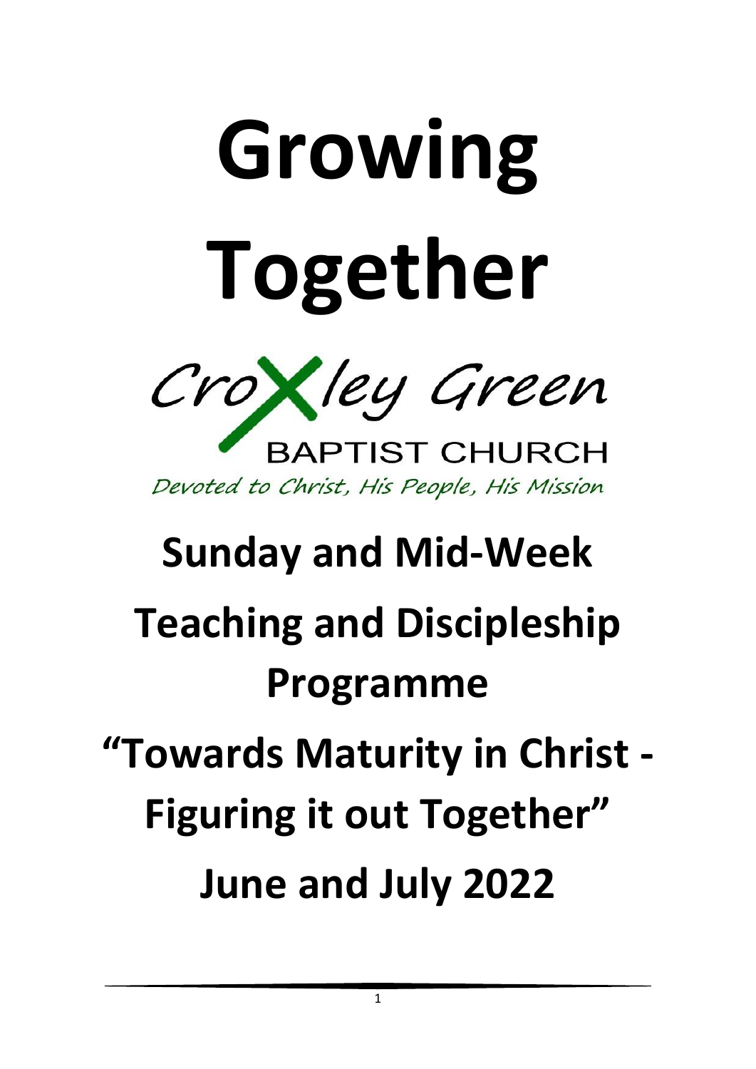# Growing Together

Croxley Green

BAPTIST CHURCH

*Devoted to Christ, His People, His Mission*

## Sunday and Mid-Week Teaching and Discipleship Programme

## "Towards Maturity in Christ - Figuring it out Together"

## June and July 2022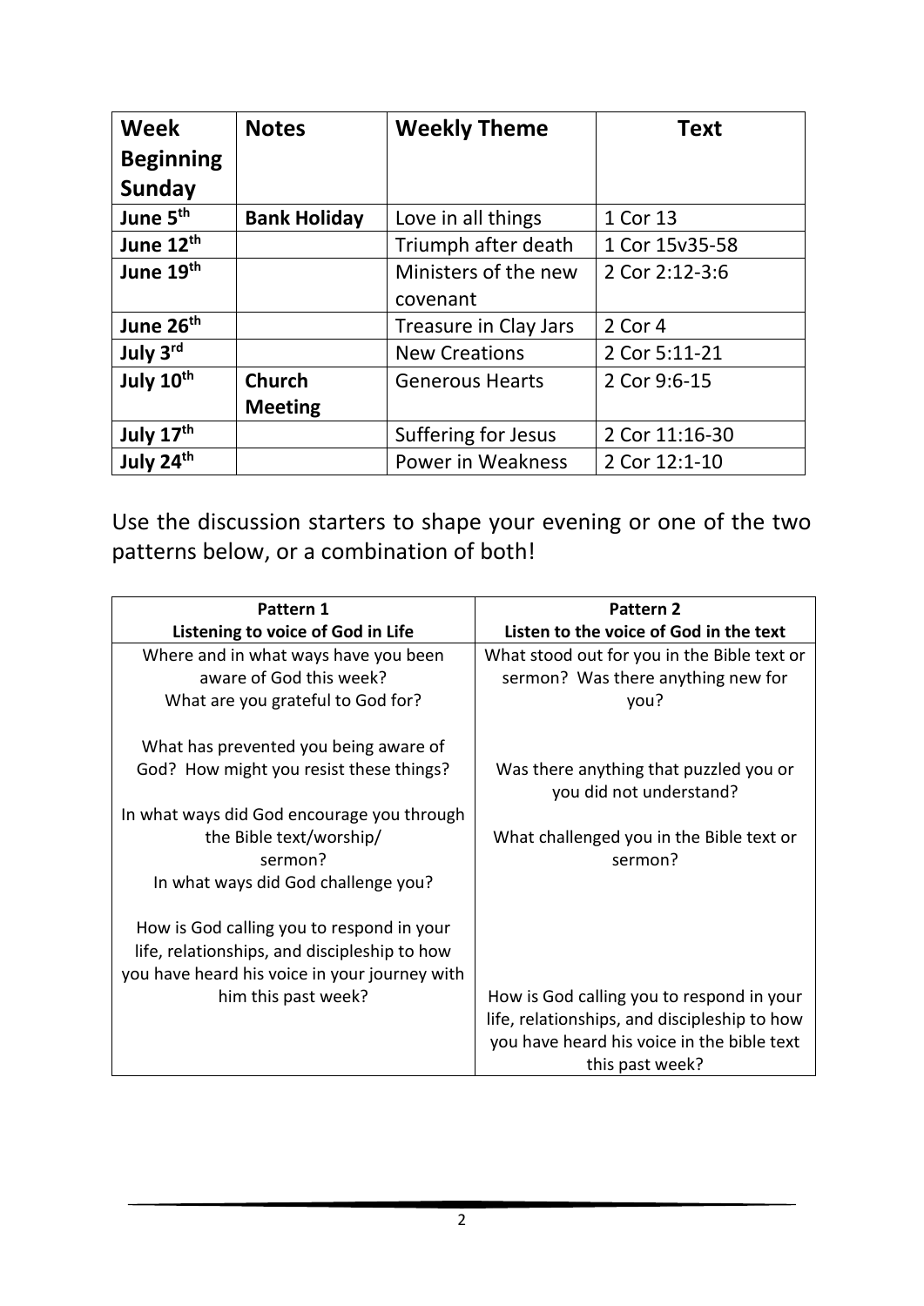| Week Beginning Sunday | Notes | Weekly Theme | Text |
|---|---|---|---|
| **June 5th** | **Bank Holiday** | Love in all things | 1 Cor 13 |
| **June 12th** | | Triumph after death | 1 Cor 15v35-58 |
| **June 19th** | | Ministers of the new covenant | 2 Cor 2:12-3:6 |
| **June 26th** | | Treasure in Clay Jars | 2 Cor 4 |
| **July 3rd** | | New Creations | 2 Cor 5:11-21 |
| **July 10th** | **Church Meeting** | Generous Hearts | 2 Cor 9:6-15 |
| **July 17th** | | Suffering for Jesus | 2 Cor 11:16-30 |
| **July 24th** | | Power in Weakness | 2 Cor 12:1-10 |

Use the discussion starters to shape your evening or one of the two patterns below, or a combination of both!

| Pattern 1<br>Listening to voice of God in Life | Pattern 2<br>Listen to the voice of God in the text |
|---|---|
| Where and in what ways have you been aware of God this week?<br>What are you grateful to God for? | What stood out for you in the Bible text or sermon? Was there anything new for you? |
| What has prevented you being aware of God? How might you resist these things? | Was there anything that puzzled you or you did not understand? |
| In what ways did God encourage you through the Bible text/worship/ sermon?<br>In what ways did God challenge you? | What challenged you in the Bible text or sermon? |
| How is God calling you to respond in your life, relationships, and discipleship to how you have heard his voice in your journey with him this past week? | How is God calling you to respond in your life, relationships, and discipleship to how you have heard his voice in the bible text this past week? |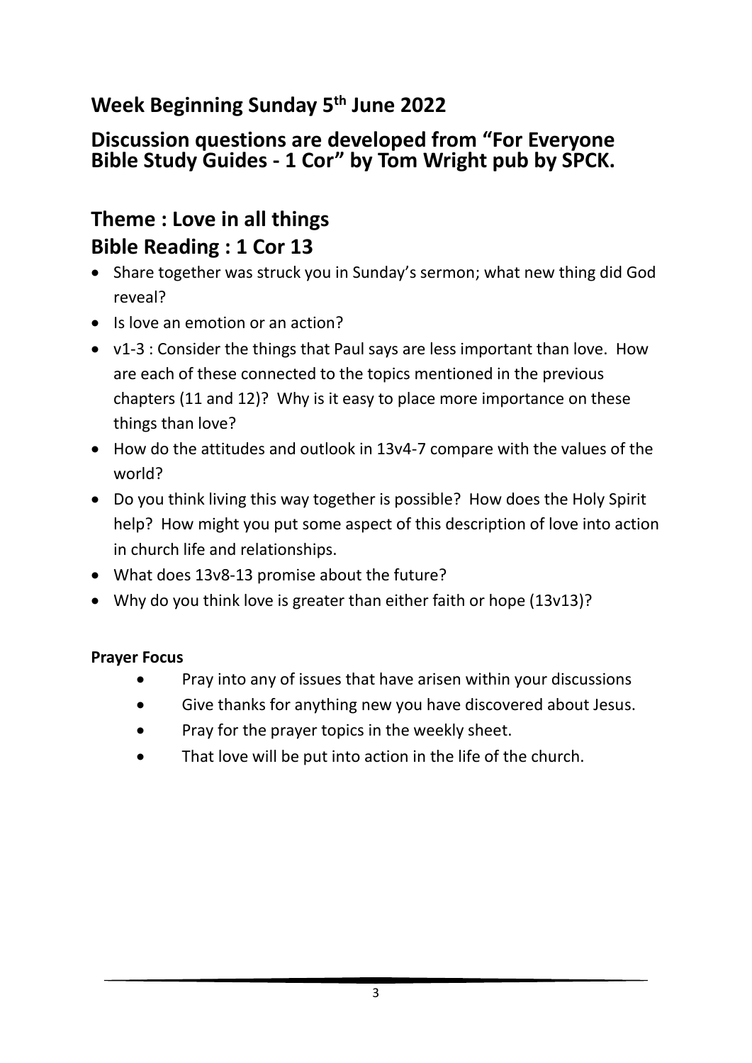## Week Beginning Sunday 5th June 2022

## Discussion questions are developed from "For Everyone Bible Study Guides - 1 Cor" by Tom Wright pub by SPCK.

## Theme : Love in all things
## Bible Reading : 1 Cor 13

- Share together was struck you in Sunday's sermon; what new thing did God reveal?
- Is love an emotion or an action?
- v1-3 : Consider the things that Paul says are less important than love. How are each of these connected to the topics mentioned in the previous chapters (11 and 12)? Why is it easy to place more importance on these things than love?
- How do the attitudes and outlook in 13v4-7 compare with the values of the world?
- Do you think living this way together is possible? How does the Holy Spirit help? How might you put some aspect of this description of love into action in church life and relationships.
- What does 13v8-13 promise about the future?
- Why do you think love is greater than either faith or hope (13v13)?

**Prayer Focus**

- Pray into any of issues that have arisen within your discussions
- Give thanks for anything new you have discovered about Jesus.
- Pray for the prayer topics in the weekly sheet.
- That love will be put into action in the life of the church.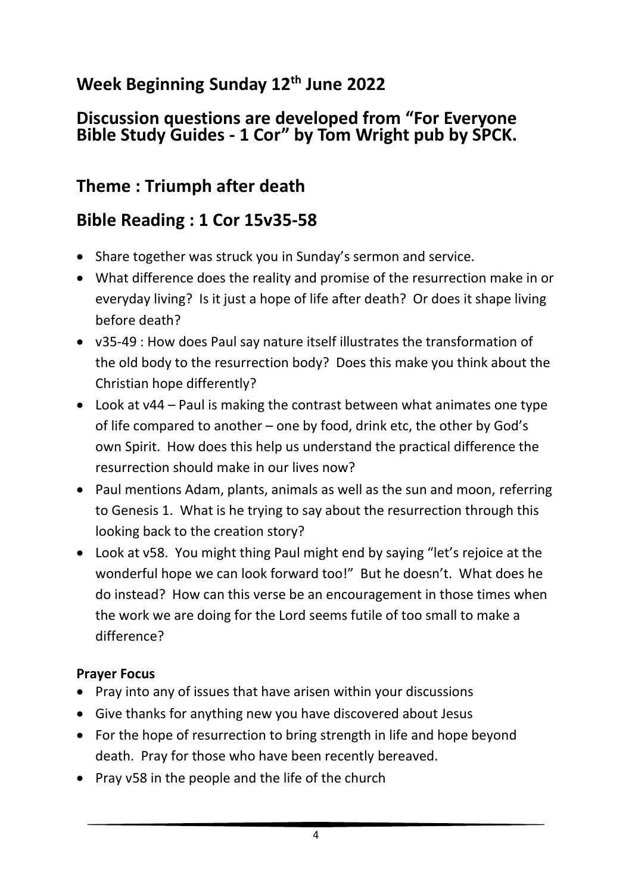## Week Beginning Sunday 12th June 2022

## Discussion questions are developed from "For Everyone Bible Study Guides - 1 Cor" by Tom Wright pub by SPCK.

## Theme : Triumph after death

## Bible Reading : 1 Cor 15v35-58

- Share together was struck you in Sunday's sermon and service.
- What difference does the reality and promise of the resurrection make in or everyday living? Is it just a hope of life after death? Or does it shape living before death?
- v35-49 : How does Paul say nature itself illustrates the transformation of the old body to the resurrection body? Does this make you think about the Christian hope differently?
- Look at v44 – Paul is making the contrast between what animates one type of life compared to another – one by food, drink etc, the other by God's own Spirit. How does this help us understand the practical difference the resurrection should make in our lives now?
- Paul mentions Adam, plants, animals as well as the sun and moon, referring to Genesis 1. What is he trying to say about the resurrection through this looking back to the creation story?
- Look at v58. You might thing Paul might end by saying "let's rejoice at the wonderful hope we can look forward too!" But he doesn't. What does he do instead? How can this verse be an encouragement in those times when the work we are doing for the Lord seems futile of too small to make a difference?

**Prayer Focus**

- Pray into any of issues that have arisen within your discussions
- Give thanks for anything new you have discovered about Jesus
- For the hope of resurrection to bring strength in life and hope beyond death. Pray for those who have been recently bereaved.
- Pray v58 in the people and the life of the church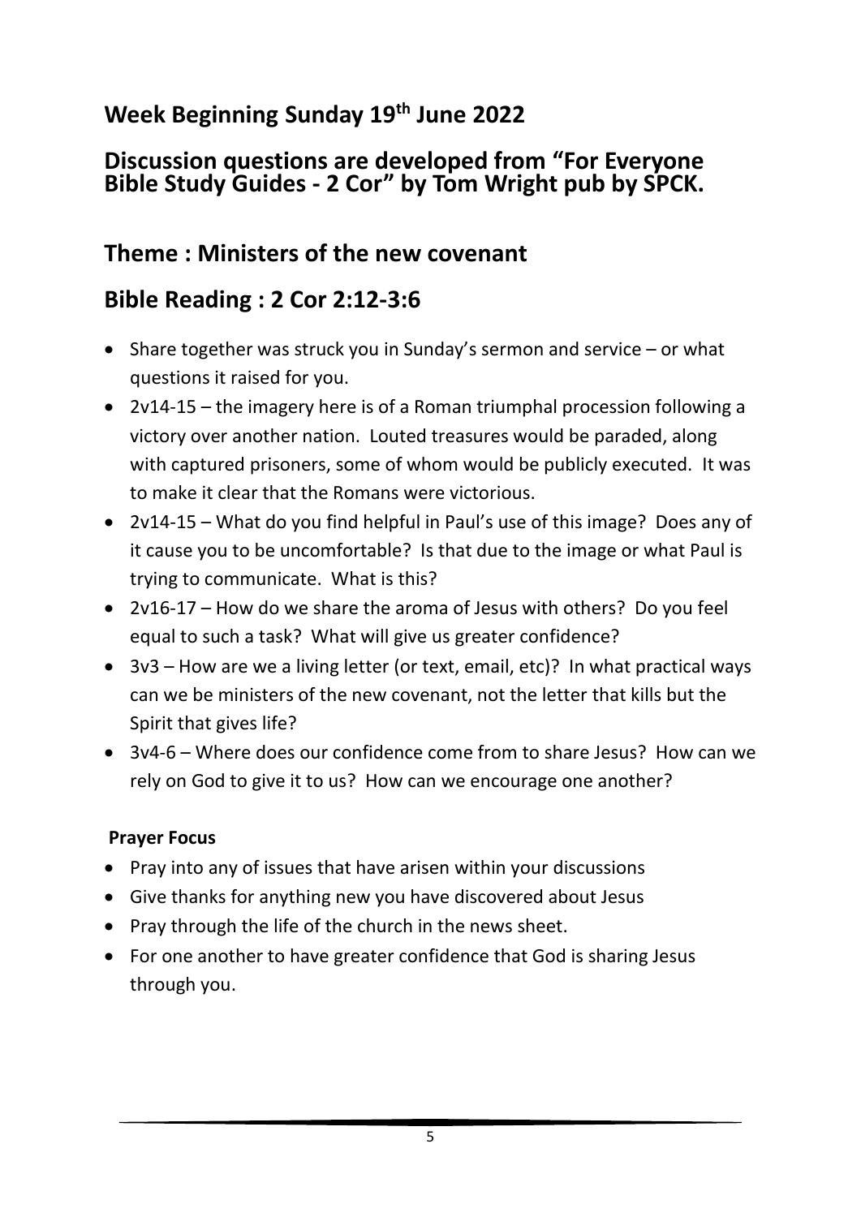## Week Beginning Sunday 19th June 2022

## Discussion questions are developed from "For Everyone Bible Study Guides - 2 Cor" by Tom Wright pub by SPCK.

## Theme : Ministers of the new covenant

## Bible Reading : 2 Cor 2:12-3:6

- Share together was struck you in Sunday's sermon and service – or what questions it raised for you.
- 2v14-15 – the imagery here is of a Roman triumphal procession following a victory over another nation. Louted treasures would be paraded, along with captured prisoners, some of whom would be publicly executed. It was to make it clear that the Romans were victorious.
- 2v14-15 – What do you find helpful in Paul's use of this image? Does any of it cause you to be uncomfortable? Is that due to the image or what Paul is trying to communicate. What is this?
- 2v16-17 – How do we share the aroma of Jesus with others? Do you feel equal to such a task? What will give us greater confidence?
- 3v3 – How are we a living letter (or text, email, etc)? In what practical ways can we be ministers of the new covenant, not the letter that kills but the Spirit that gives life?
- 3v4-6 – Where does our confidence come from to share Jesus? How can we rely on God to give it to us? How can we encourage one another?

**Prayer Focus**

- Pray into any of issues that have arisen within your discussions
- Give thanks for anything new you have discovered about Jesus
- Pray through the life of the church in the news sheet.
- For one another to have greater confidence that God is sharing Jesus through you.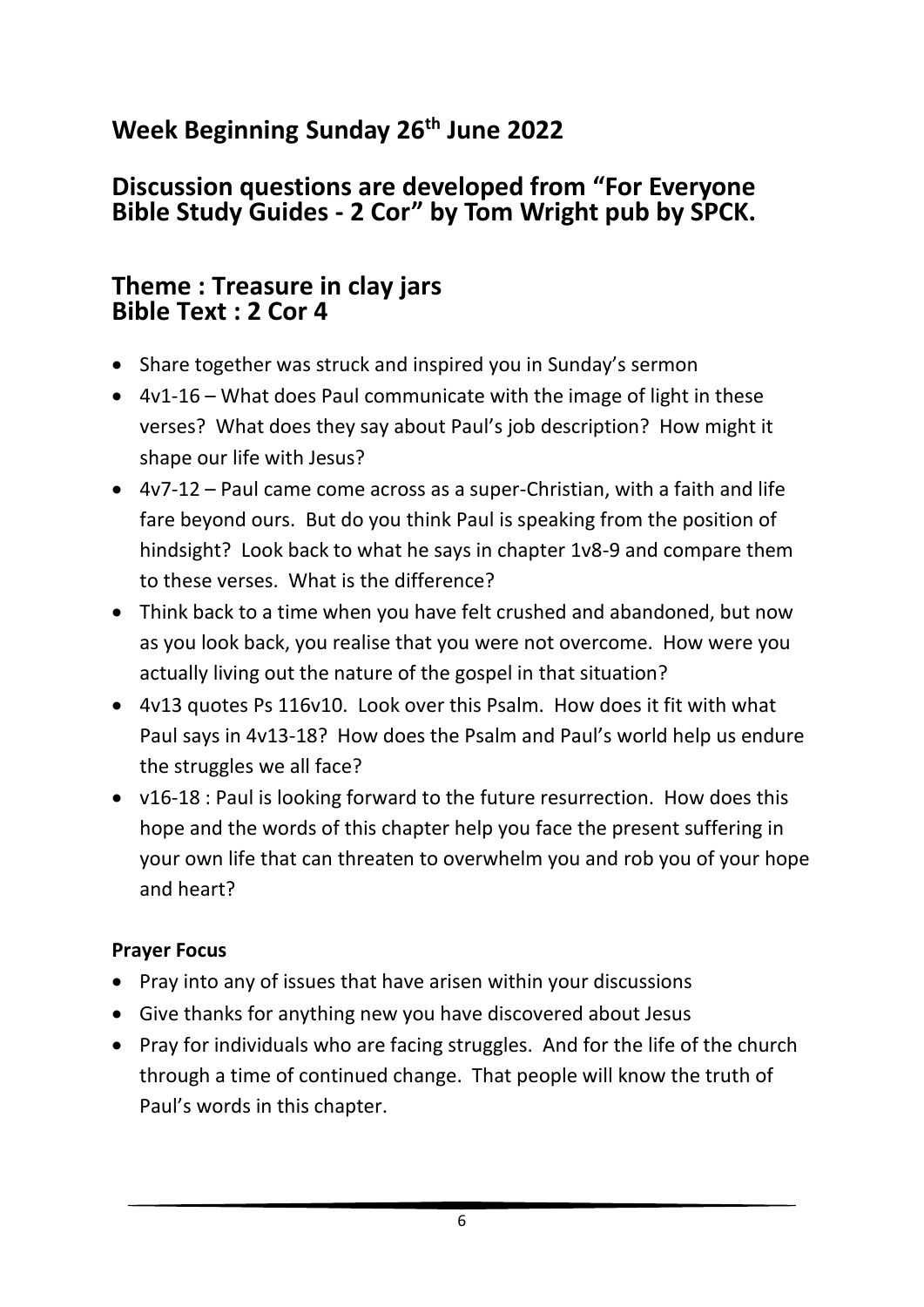## Week Beginning Sunday 26th June 2022

## Discussion questions are developed from "For Everyone Bible Study Guides - 2 Cor" by Tom Wright pub by SPCK.

## Theme : Treasure in clay jars
## Bible Text : 2 Cor 4

- Share together was struck and inspired you in Sunday's sermon
- 4v1-16 – What does Paul communicate with the image of light in these verses? What does they say about Paul's job description? How might it shape our life with Jesus?
- 4v7-12 – Paul came come across as a super-Christian, with a faith and life fare beyond ours. But do you think Paul is speaking from the position of hindsight? Look back to what he says in chapter 1v8-9 and compare them to these verses. What is the difference?
- Think back to a time when you have felt crushed and abandoned, but now as you look back, you realise that you were not overcome. How were you actually living out the nature of the gospel in that situation?
- 4v13 quotes Ps 116v10. Look over this Psalm. How does it fit with what Paul says in 4v13-18? How does the Psalm and Paul's world help us endure the struggles we all face?
- v16-18 : Paul is looking forward to the future resurrection. How does this hope and the words of this chapter help you face the present suffering in your own life that can threaten to overwhelm you and rob you of your hope and heart?

**Prayer Focus**

- Pray into any of issues that have arisen within your discussions
- Give thanks for anything new you have discovered about Jesus
- Pray for individuals who are facing struggles. And for the life of the church through a time of continued change. That people will know the truth of Paul's words in this chapter.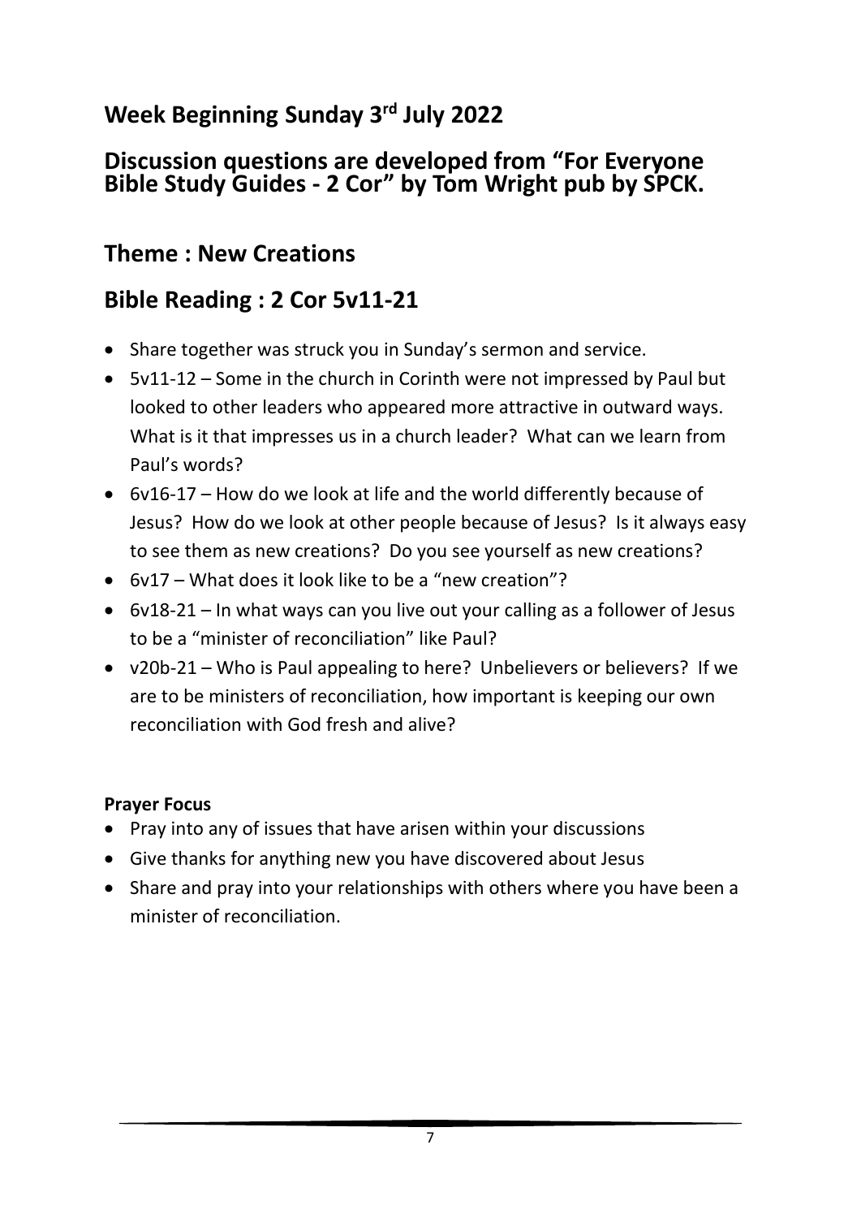## Week Beginning Sunday 3rd July 2022

## Discussion questions are developed from "For Everyone Bible Study Guides - 2 Cor" by Tom Wright pub by SPCK.

## Theme : New Creations

## Bible Reading : 2 Cor 5v11-21

- Share together was struck you in Sunday's sermon and service.
- 5v11-12 – Some in the church in Corinth were not impressed by Paul but looked to other leaders who appeared more attractive in outward ways. What is it that impresses us in a church leader? What can we learn from Paul's words?
- 6v16-17 – How do we look at life and the world differently because of Jesus? How do we look at other people because of Jesus? Is it always easy to see them as new creations? Do you see yourself as new creations?
- 6v17 – What does it look like to be a "new creation"?
- 6v18-21 – In what ways can you live out your calling as a follower of Jesus to be a "minister of reconciliation" like Paul?
- v20b-21 – Who is Paul appealing to here? Unbelievers or believers? If we are to be ministers of reconciliation, how important is keeping our own reconciliation with God fresh and alive?

**Prayer Focus**

- Pray into any of issues that have arisen within your discussions
- Give thanks for anything new you have discovered about Jesus
- Share and pray into your relationships with others where you have been a minister of reconciliation.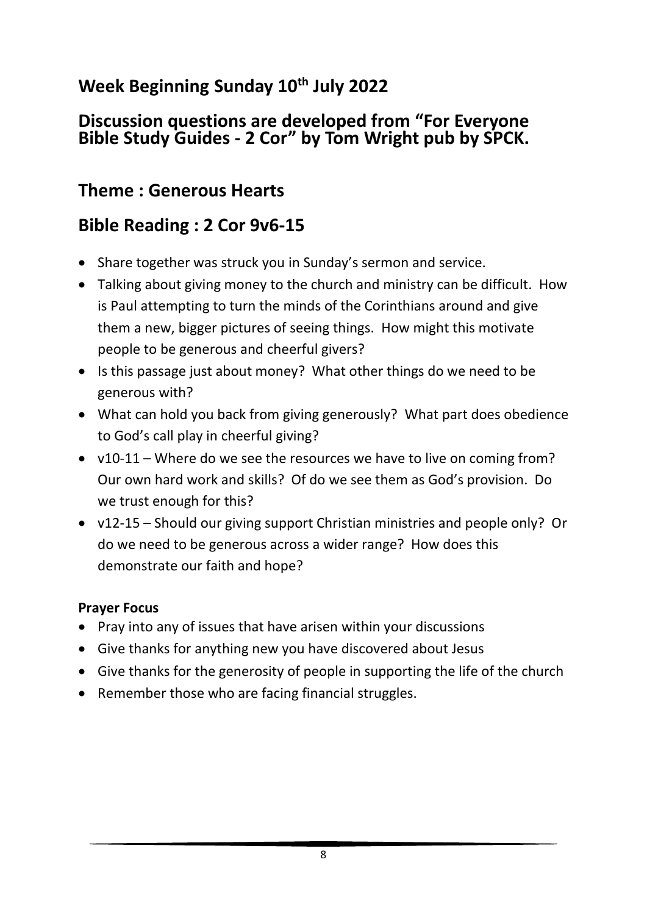## Week Beginning Sunday 10th July 2022

## Discussion questions are developed from "For Everyone Bible Study Guides - 2 Cor" by Tom Wright pub by SPCK.

## Theme : Generous Hearts

## Bible Reading : 2 Cor 9v6-15

- Share together was struck you in Sunday's sermon and service.
- Talking about giving money to the church and ministry can be difficult. How is Paul attempting to turn the minds of the Corinthians around and give them a new, bigger pictures of seeing things. How might this motivate people to be generous and cheerful givers?
- Is this passage just about money? What other things do we need to be generous with?
- What can hold you back from giving generously? What part does obedience to God's call play in cheerful giving?
- v10-11 – Where do we see the resources we have to live on coming from? Our own hard work and skills? Of do we see them as God's provision. Do we trust enough for this?
- v12-15 – Should our giving support Christian ministries and people only? Or do we need to be generous across a wider range? How does this demonstrate our faith and hope?

**Prayer Focus**

- Pray into any of issues that have arisen within your discussions
- Give thanks for anything new you have discovered about Jesus
- Give thanks for the generosity of people in supporting the life of the church
- Remember those who are facing financial struggles.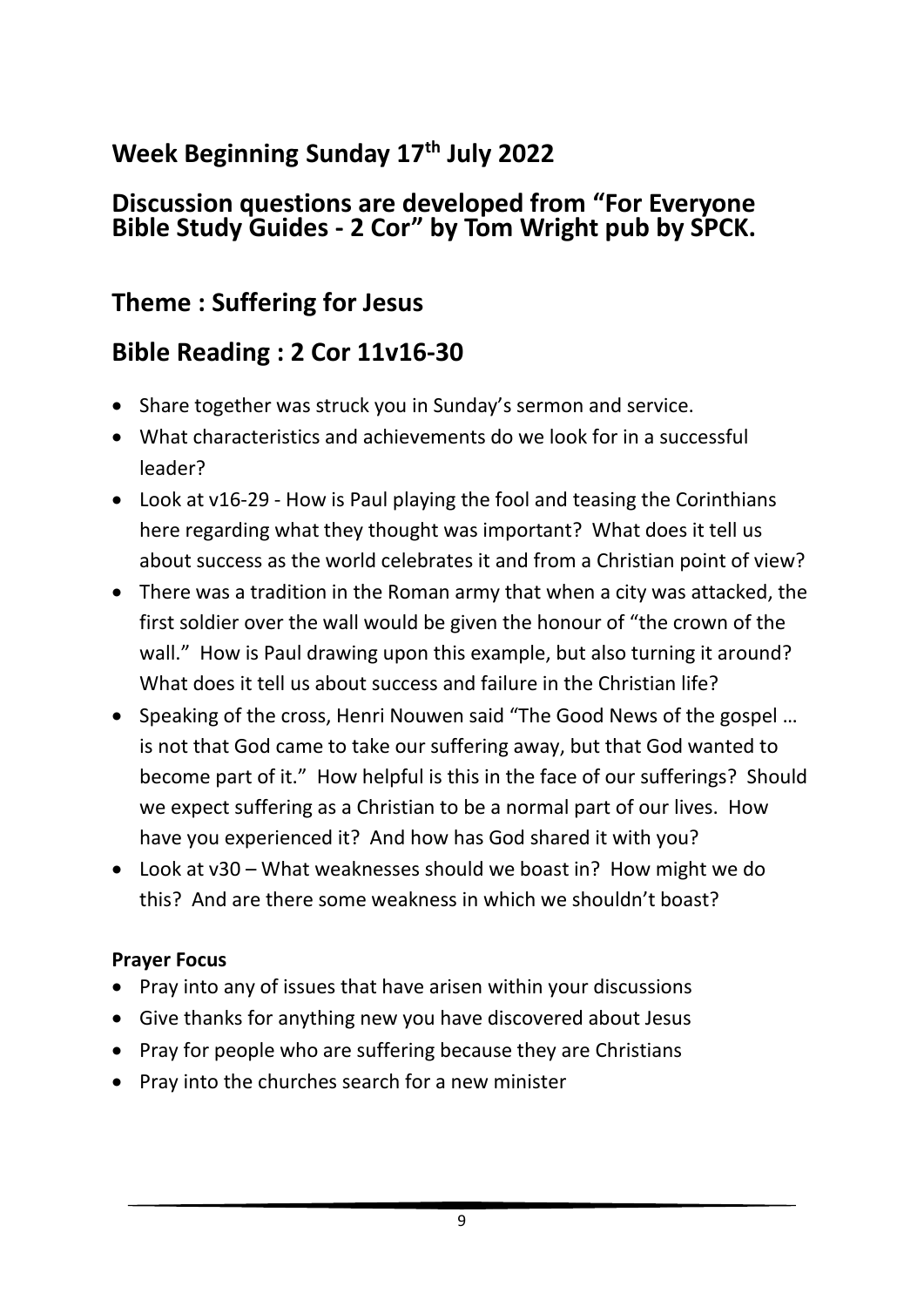## Week Beginning Sunday 17th July 2022

## Discussion questions are developed from "For Everyone Bible Study Guides - 2 Cor" by Tom Wright pub by SPCK.

## Theme : Suffering for Jesus

## Bible Reading : 2 Cor 11v16-30

- Share together was struck you in Sunday's sermon and service.
- What characteristics and achievements do we look for in a successful leader?
- Look at v16-29 - How is Paul playing the fool and teasing the Corinthians here regarding what they thought was important? What does it tell us about success as the world celebrates it and from a Christian point of view?
- There was a tradition in the Roman army that when a city was attacked, the first soldier over the wall would be given the honour of "the crown of the wall." How is Paul drawing upon this example, but also turning it around? What does it tell us about success and failure in the Christian life?
- Speaking of the cross, Henri Nouwen said "The Good News of the gospel … is not that God came to take our suffering away, but that God wanted to become part of it." How helpful is this in the face of our sufferings? Should we expect suffering as a Christian to be a normal part of our lives. How have you experienced it? And how has God shared it with you?
- Look at v30 – What weaknesses should we boast in? How might we do this? And are there some weakness in which we shouldn't boast?

**Prayer Focus**

- Pray into any of issues that have arisen within your discussions
- Give thanks for anything new you have discovered about Jesus
- Pray for people who are suffering because they are Christians
- Pray into the churches search for a new minister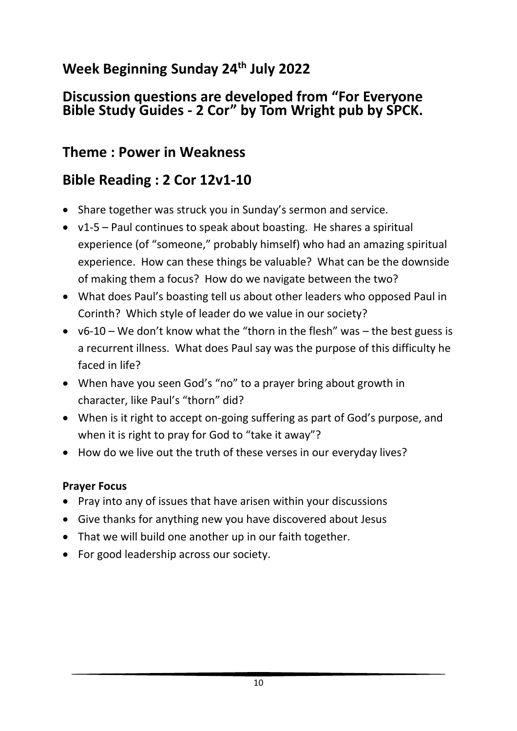## Week Beginning Sunday 24th July 2022

## Discussion questions are developed from "For Everyone Bible Study Guides - 2 Cor" by Tom Wright pub by SPCK.

## Theme : Power in Weakness

## Bible Reading : 2 Cor 12v1-10

- Share together was struck you in Sunday's sermon and service.
- v1-5 – Paul continues to speak about boasting. He shares a spiritual experience (of "someone," probably himself) who had an amazing spiritual experience. How can these things be valuable? What can be the downside of making them a focus? How do we navigate between the two?
- What does Paul's boasting tell us about other leaders who opposed Paul in Corinth? Which style of leader do we value in our society?
- v6-10 – We don't know what the "thorn in the flesh" was – the best guess is a recurrent illness. What does Paul say was the purpose of this difficulty he faced in life?
- When have you seen God's "no" to a prayer bring about growth in character, like Paul's "thorn" did?
- When is it right to accept on-going suffering as part of God's purpose, and when it is right to pray for God to "take it away"?
- How do we live out the truth of these verses in our everyday lives?

**Prayer Focus**

- Pray into any of issues that have arisen within your discussions
- Give thanks for anything new you have discovered about Jesus
- That we will build one another up in our faith together.
- For good leadership across our society.